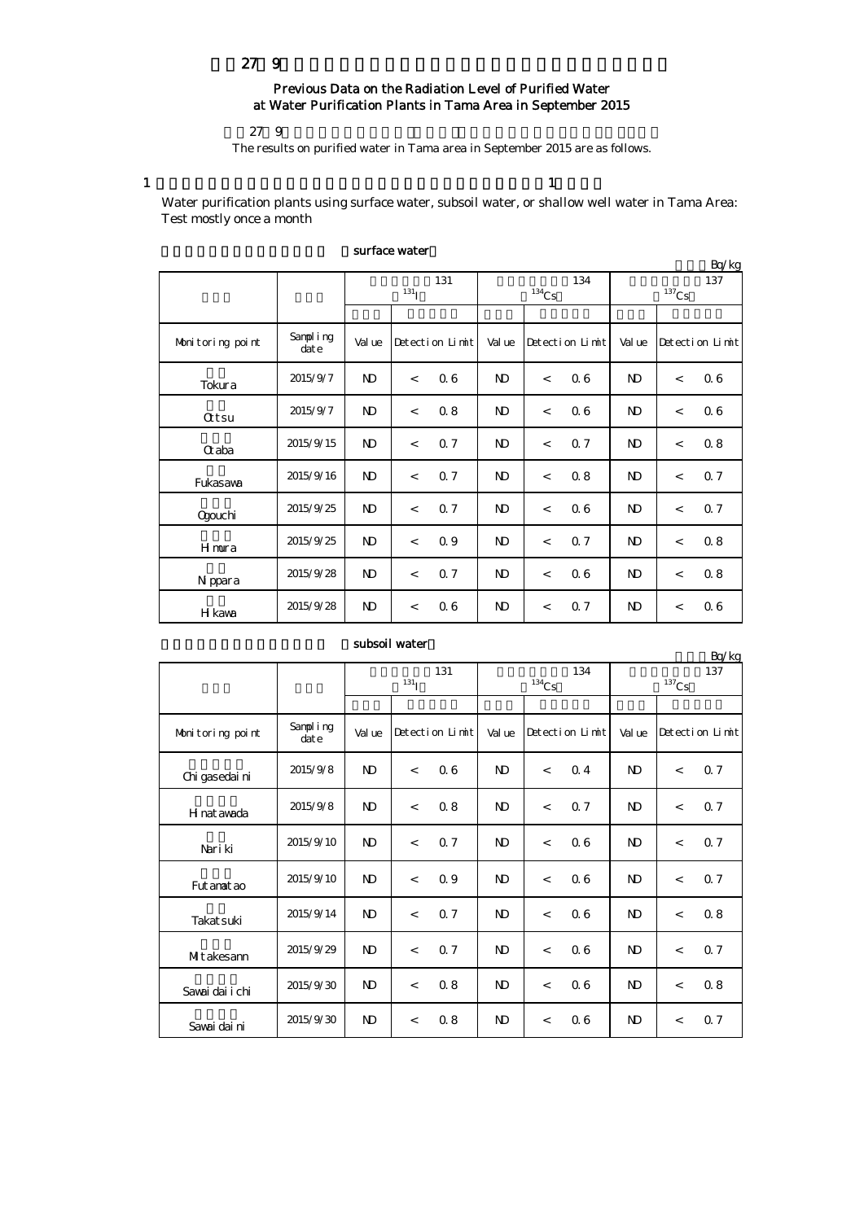27 9

## Previous Data on the Radiation Level of Purified Water at Water Purification Plants in Tama Area in September 2015

27 9

The results on purified water in Tama area in September 2015 are as follows.

1 1

Water purification plants using surface water, subsoil water, or shallow well water in Tama Area: Test mostly once a month

surface water

Bq/kg

| | | 131 $^{131}$I | | | 134 $^{134}$Cs | | | 137 $^{137}$Cs | | |
|---|---|---|---|---|---|---|---|---|---|---|
| Monitoring point | Sampling date | Value | Detection Limit | | Value | Detection Limit | | Value | Detection Limit | |
| Tokura | 2015/9/7 | ND | < | 0.6 | ND | < | 0.6 | ND | < | 0.6 |
| Ottsu | 2015/9/7 | ND | < | 0.8 | ND | < | 0.6 | ND | < | 0.6 |
| Otaba | 2015/9/15 | ND | < | 0.7 | ND | < | 0.7 | ND | < | 0.8 |
| Fukasawa | 2015/9/16 | ND | < | 0.7 | ND | < | 0.8 | ND | < | 0.7 |
| Ogouchi | 2015/9/25 | ND | < | 0.7 | ND | < | 0.6 | ND | < | 0.7 |
| Himura | 2015/9/25 | ND | < | 0.9 | ND | < | 0.7 | ND | < | 0.8 |
| Nippara | 2015/9/28 | ND | < | 0.7 | ND | < | 0.6 | ND | < | 0.8 |
| Hikawa | 2015/9/28 | ND | < | 0.6 | ND | < | 0.7 | ND | < | 0.6 |

subsoil water

Bq/kg

| | | 131 $^{131}$I | | | 134 $^{134}$Cs | | | 137 $^{137}$Cs | | |
|---|---|---|---|---|---|---|---|---|---|---|
| Monitoring point | Sampling date | Value | Detection Limit | | Value | Detection Limit | | Value | Detection Limit | |
| Chigasedaini | 2015/9/8 | ND | < | 0.6 | ND | < | 0.4 | ND | < | 0.7 |
| Hinatawada | 2015/9/8 | ND | < | 0.8 | ND | < | 0.7 | ND | < | 0.7 |
| Nariki | 2015/9/10 | ND | < | 0.7 | ND | < | 0.6 | ND | < | 0.7 |
| Futamatao | 2015/9/10 | ND | < | 0.9 | ND | < | 0.6 | ND | < | 0.7 |
| Takatsuki | 2015/9/14 | ND | < | 0.7 | ND | < | 0.6 | ND | < | 0.8 |
| Mitakesann | 2015/9/29 | ND | < | 0.7 | ND | < | 0.6 | ND | < | 0.7 |
| Sawaidaiichi | 2015/9/30 | ND | < | 0.8 | ND | < | 0.6 | ND | < | 0.8 |
| Sawaidaini | 2015/9/30 | ND | < | 0.8 | ND | < | 0.6 | ND | < | 0.7 |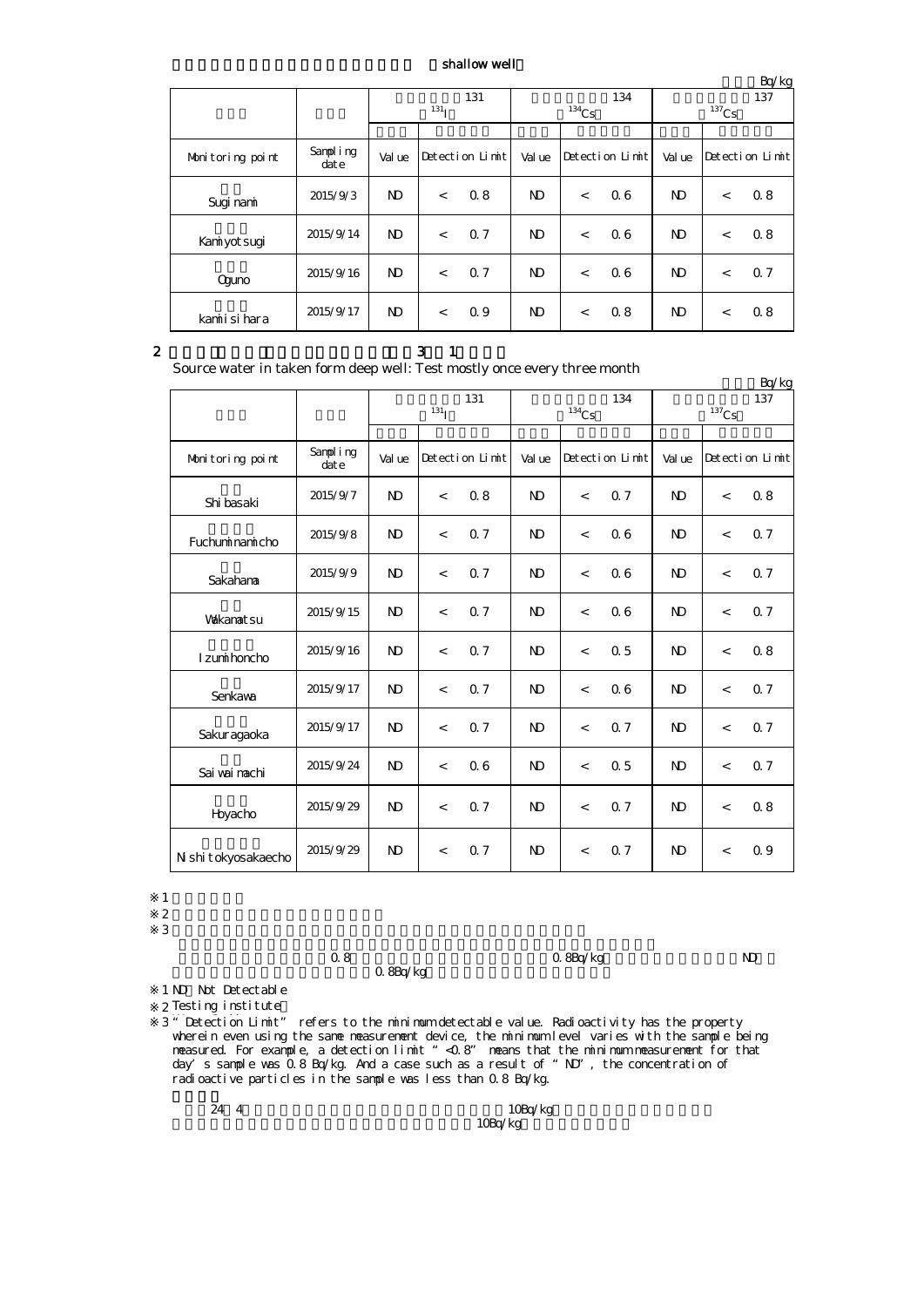shallow well

Bq/kg

| | | 131 $^{131}$I | | | 134 $^{134}$Cs | | | 137 $^{137}$Cs | | |
|---|---|---|---|---|---|---|---|---|---|---|
| Monitoring point | Sampling date | Value | Detection Limit | | Value | Detection Limit | | Value | Detection Limit | |
| Suginami | 2015/9/3 | ND | < | 0.8 | ND | < | 0.6 | ND | < | 0.8 |
| Kamiyotsugi | 2015/9/14 | ND | < | 0.7 | ND | < | 0.6 | ND | < | 0.8 |
| Oguno | 2015/9/16 | ND | < | 0.7 | ND | < | 0.6 | ND | < | 0.7 |
| kamiisihara | 2015/9/17 | ND | < | 0.9 | ND | < | 0.8 | ND | < | 0.8 |

2 3 1

Source water in taken form deep well: Test mostly once every three month

Bq/kg

| | | 131 $^{131}$I | | | 134 $^{134}$Cs | | | 137 $^{137}$Cs | | |
|---|---|---|---|---|---|---|---|---|---|---|
| Monitoring point | Sampling date | Value | Detection Limit | | Value | Detection Limit | | Value | Detection Limit | |
| Shibasaki | 2015/9/7 | ND | < | 0.8 | ND | < | 0.7 | ND | < | 0.8 |
| Fuchuminamicho | 2015/9/8 | ND | < | 0.7 | ND | < | 0.6 | ND | < | 0.7 |
| Sakahama | 2015/9/9 | ND | < | 0.7 | ND | < | 0.6 | ND | < | 0.7 |
| Wakamatsu | 2015/9/15 | ND | < | 0.7 | ND | < | 0.6 | ND | < | 0.7 |
| Izumihoncho | 2015/9/16 | ND | < | 0.7 | ND | < | 0.5 | ND | < | 0.8 |
| Senkawa | 2015/9/17 | ND | < | 0.7 | ND | < | 0.6 | ND | < | 0.7 |
| Sakuragaoka | 2015/9/17 | ND | < | 0.7 | ND | < | 0.7 | ND | < | 0.7 |
| Saiwaimachi | 2015/9/24 | ND | < | 0.6 | ND | < | 0.5 | ND | < | 0.7 |
| Hoyacho | 2015/9/29 | ND | < | 0.7 | ND | < | 0.7 | ND | < | 0.8 |
| Nishitokyosakaecho | 2015/9/29 | ND | < | 0.7 | ND | < | 0.7 | ND | < | 0.9 |

※1

※2

※3

0.8 0.8Bq/kg ND

0.8Bq/kg

※1 ND Not Detectable

※2 Testing institute

※3 "Detection Limit" refers to the minimum detectable value. Radioactivity has the property wherein even using the same measurement device, the minimum level varies with the sample being measured. For example, a detection limit "<0.8" means that the minimum measurement for that day's sample was 0.8 Bq/kg. And a case such as a result of "ND", the concentration of radioactive particles in the sample was less than 0.8 Bq/kg.

24 4 10Bq/kg

10Bq/kg